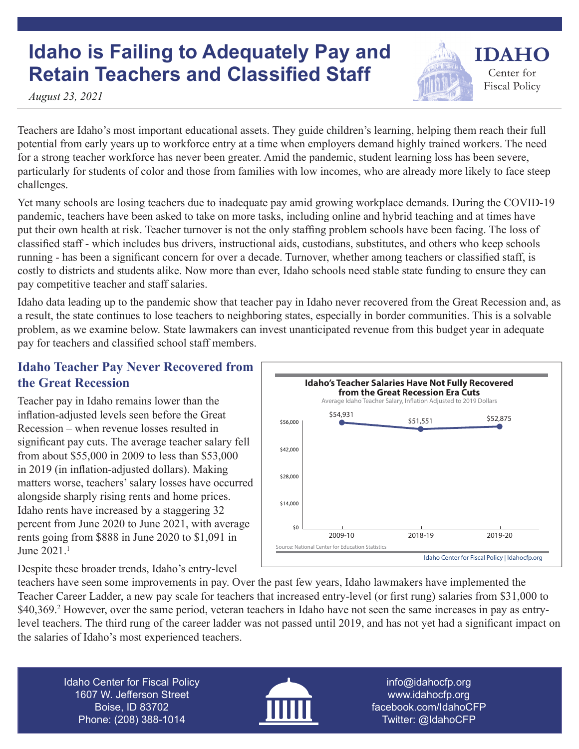# Idaho is Failing to Adequately Pay and Retain Teachers and Classified Staff

*August 23, 2021*

Teachers are Idaho's most important educational assets. They guide children's learning, helping them reach their full potential from early years up to workforce entry at a time when employers demand highly trained workers. The need for a strong teacher workforce has never been greater. Amid the pandemic, student learning loss has been severe, particularly for students of color and those from families with low incomes, who are already more likely to face steep challenges.

Yet many schools are losing teachers due to inadequate pay amid growing workplace demands. During the COVID-19 pandemic, teachers have been asked to take on more tasks, including online and hybrid teaching and at times have put their own health at risk. Teacher turnover is not the only staffing problem schools have been facing. The loss of classified staff - which includes bus drivers, instructional aids, custodians, substitutes, and others who keep schools running - has been a significant concern for over a decade. Turnover, whether among teachers or classified staff, is costly to districts and students alike. Now more than ever, Idaho schools need stable state funding to ensure they can pay competitive teacher and staff salaries.

Idaho data leading up to the pandemic show that teacher pay in Idaho never recovered from the Great Recession and, as a result, the state continues to lose teachers to neighboring states, especially in border communities. This is a solvable problem, as we examine below. State lawmakers can invest unanticipated revenue from this budget year in adequate pay for teachers and classified school staff members.

## Idaho Teacher Pay Never Recovered from the Great Recession

Teacher pay in Idaho remains lower than the inflation-adjusted levels seen before the Great Recession – when revenue losses resulted in significant pay cuts. The average teacher salary fell from about $55,000 in 2009 to less than $53,000 in 2019 (in inflation-adjusted dollars). Making matters worse, teachers' salary losses have occurred alongside sharply rising rents and home prices. Idaho rents have increased by a staggering 32 percent from June 2020 to June 2021, with average rents going from $888 in June 2020 to $1,091 in June 2021.[1]

**Idaho's Teacher Salaries Have Not Fully Recovered from the Great Recession Era Cuts**

Average Idaho Teacher Salary, Inflation Adjusted to 2019 Dollars

| Year | Average Salary |
|---|---|
| 2009-10 | $54,931 |
| 2018-19 | $51,551 |
| 2019-20 | $52,875 |

Source: National Center for Education Statistics

Idaho Center for Fiscal Policy | Idahocfp.org

Despite these broader trends, Idaho's entry-level teachers have seen some improvements in pay. Over the past few years, Idaho lawmakers have implemented the Teacher Career Ladder, a new pay scale for teachers that increased entry-level (or first rung) salaries from $31,000 to $40,369.[2] However, over the same period, veteran teachers in Idaho have not seen the same increases in pay as entry-level teachers. The third rung of the career ladder was not passed until 2019, and has not yet had a significant impact on the salaries of Idaho's most experienced teachers.

Idaho Center for Fiscal Policy
1607 W. Jefferson Street
Boise, ID 83702
Phone: (208) 388-1014

info@idahocfp.org
www.idahocfp.org
facebook.com/IdahoCFP
Twitter: @IdahoCFP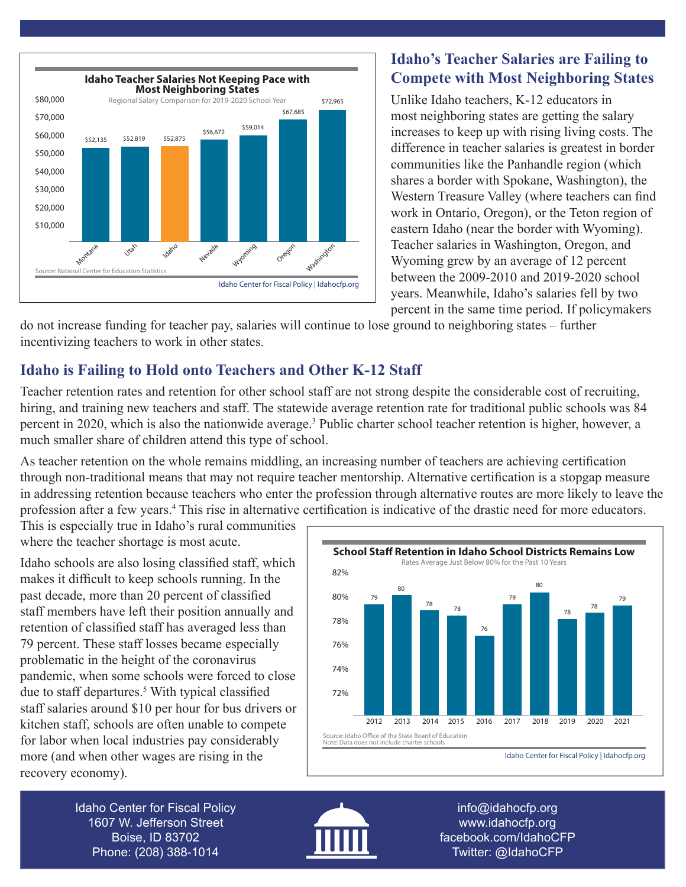**Idaho Teacher Salaries Not Keeping Pace with Most Neighboring States**

Regional Salary Comparison for 2019-2020 School Year

| State | Salary |
|---|---|
| Montana | $52,135 |
| Utah | $52,819 |
| Idaho | $52,875 |
| Nevada | $56,672 |
| Wyoming | $59,014 |
| Oregon | $67,685 |
| Washington | $72,965 |

Source: National Center for Education Statistics

Idaho Center for Fiscal Policy | Idahocfp.org

## Idaho's Teacher Salaries are Failing to Compete with Most Neighboring States

Unlike Idaho teachers, K-12 educators in most neighboring states are getting the salary increases to keep up with rising living costs. The difference in teacher salaries is greatest in border communities like the Panhandle region (which shares a border with Spokane, Washington), the Western Treasure Valley (where teachers can find work in Ontario, Oregon), or the Teton region of eastern Idaho (near the border with Wyoming). Teacher salaries in Washington, Oregon, and Wyoming grew by an average of 12 percent between the 2009-2010 and 2019-2020 school years. Meanwhile, Idaho's salaries fell by two percent in the same time period. If policymakers do not increase funding for teacher pay, salaries will continue to lose ground to neighboring states – further incentivizing teachers to work in other states.

## Idaho is Failing to Hold onto Teachers and Other K-12 Staff

Teacher retention rates and retention for other school staff are not strong despite the considerable cost of recruiting, hiring, and training new teachers and staff. The statewide average retention rate for traditional public schools was 84 percent in 2020, which is also the nationwide average.[3] Public charter school teacher retention is higher, however, a much smaller share of children attend this type of school.

As teacher retention on the whole remains middling, an increasing number of teachers are achieving certification through non-traditional means that may not require teacher mentorship. Alternative certification is a stopgap measure in addressing retention because teachers who enter the profession through alternative routes are more likely to leave the profession after a few years.[4] This rise in alternative certification is indicative of the drastic need for more educators. This is especially true in Idaho's rural communities where the teacher shortage is most acute.

Idaho schools are also losing classified staff, which makes it difficult to keep schools running. In the past decade, more than 20 percent of classified staff members have left their position annually and retention of classified staff has averaged less than 79 percent. These staff losses became especially problematic in the height of the coronavirus pandemic, when some schools were forced to close due to staff departures.[5] With typical classified staff salaries around $10 per hour for bus drivers or kitchen staff, schools are often unable to compete for labor when local industries pay considerably more (and when other wages are rising in the recovery economy).

**School Staff Retention in Idaho School Districts Remains Low**

Rates Average Just Below 80% for the Past 10 Years

| Year | Retention (%) |
|---|---|
| 2012 | 79 |
| 2013 | 80 |
| 2014 | 78 |
| 2015 | 78 |
| 2016 | 76 |
| 2017 | 79 |
| 2018 | 80 |
| 2019 | 78 |
| 2020 | 78 |
| 2021 | 79 |

Source: Idaho Office of the State Board of Education
Note: Data does not include charter schools

Idaho Center for Fiscal Policy | Idahocfp.org

Idaho Center for Fiscal Policy
1607 W. Jefferson Street
Boise, ID 83702
Phone: (208) 388-1014

info@idahocfp.org
www.idahocfp.org
facebook.com/IdahoCFP
Twitter: @IdahoCFP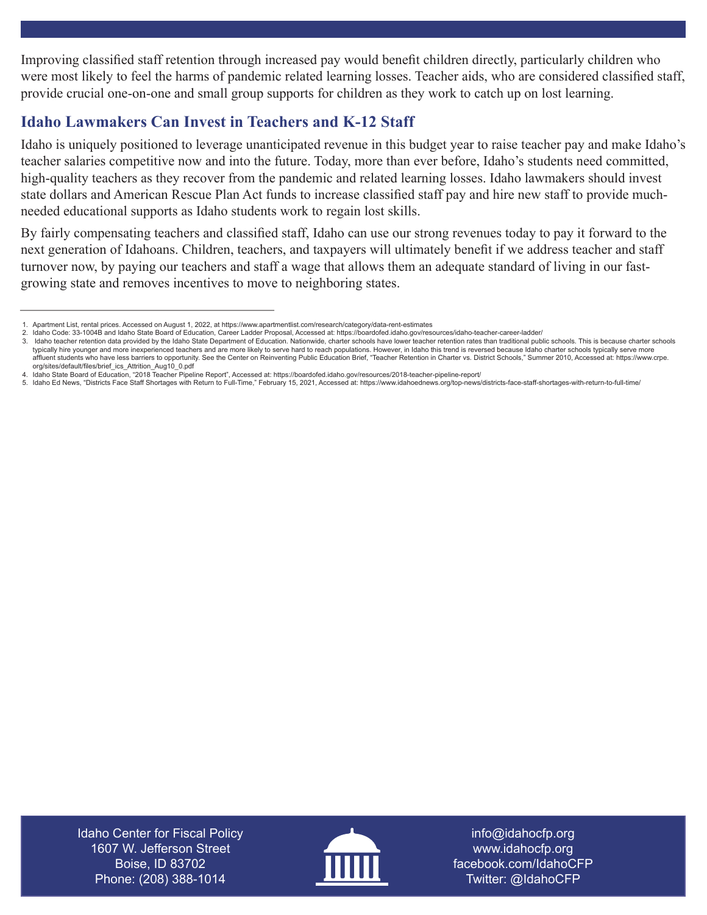Improving classified staff retention through increased pay would benefit children directly, particularly children who were most likely to feel the harms of pandemic related learning losses. Teacher aids, who are considered classified staff, provide crucial one-on-one and small group supports for children as they work to catch up on lost learning.

## Idaho Lawmakers Can Invest in Teachers and K-12 Staff

Idaho is uniquely positioned to leverage unanticipated revenue in this budget year to raise teacher pay and make Idaho's teacher salaries competitive now and into the future. Today, more than ever before, Idaho's students need committed, high-quality teachers as they recover from the pandemic and related learning losses. Idaho lawmakers should invest state dollars and American Rescue Plan Act funds to increase classified staff pay and hire new staff to provide much-needed educational supports as Idaho students work to regain lost skills.

By fairly compensating teachers and classified staff, Idaho can use our strong revenues today to pay it forward to the next generation of Idahoans. Children, teachers, and taxpayers will ultimately benefit if we address teacher and staff turnover now, by paying our teachers and staff a wage that allows them an adequate standard of living in our fast-growing state and removes incentives to move to neighboring states.

---

1. Apartment List, rental prices. Accessed on August 1, 2022, at https://www.apartmentlist.com/research/category/data-rent-estimates
2. Idaho Code: 33-1004B and Idaho State Board of Education, Career Ladder Proposal, Accessed at: https://boardofed.idaho.gov/resources/idaho-teacher-career-ladder/
3. Idaho teacher retention data provided by the Idaho State Department of Education. Nationwide, charter schools have lower teacher retention rates than traditional public schools. This is because charter schools typically hire younger and more inexperienced teachers and are more likely to serve hard to reach populations. However, in Idaho this trend is reversed because Idaho charter schools typically serve more affluent students who have less barriers to opportunity. See the Center on Reinventing Public Education Brief, "Teacher Retention in Charter vs. District Schools," Summer 2010, Accessed at: https://www.crpe.org/sites/default/files/brief_ics_Attrition_Aug10_0.pdf
4. Idaho State Board of Education, "2018 Teacher Pipeline Report", Accessed at: https://boardofed.idaho.gov/resources/2018-teacher-pipeline-report/
5. Idaho Ed News, "Districts Face Staff Shortages with Return to Full-Time," February 15, 2021, Accessed at: https://www.idahoednews.org/top-news/districts-face-staff-shortages-with-return-to-full-time/

Idaho Center for Fiscal Policy
1607 W. Jefferson Street
Boise, ID 83702
Phone: (208) 388-1014

info@idahocfp.org
www.idahocfp.org
facebook.com/IdahoCFP
Twitter: @IdahoCFP